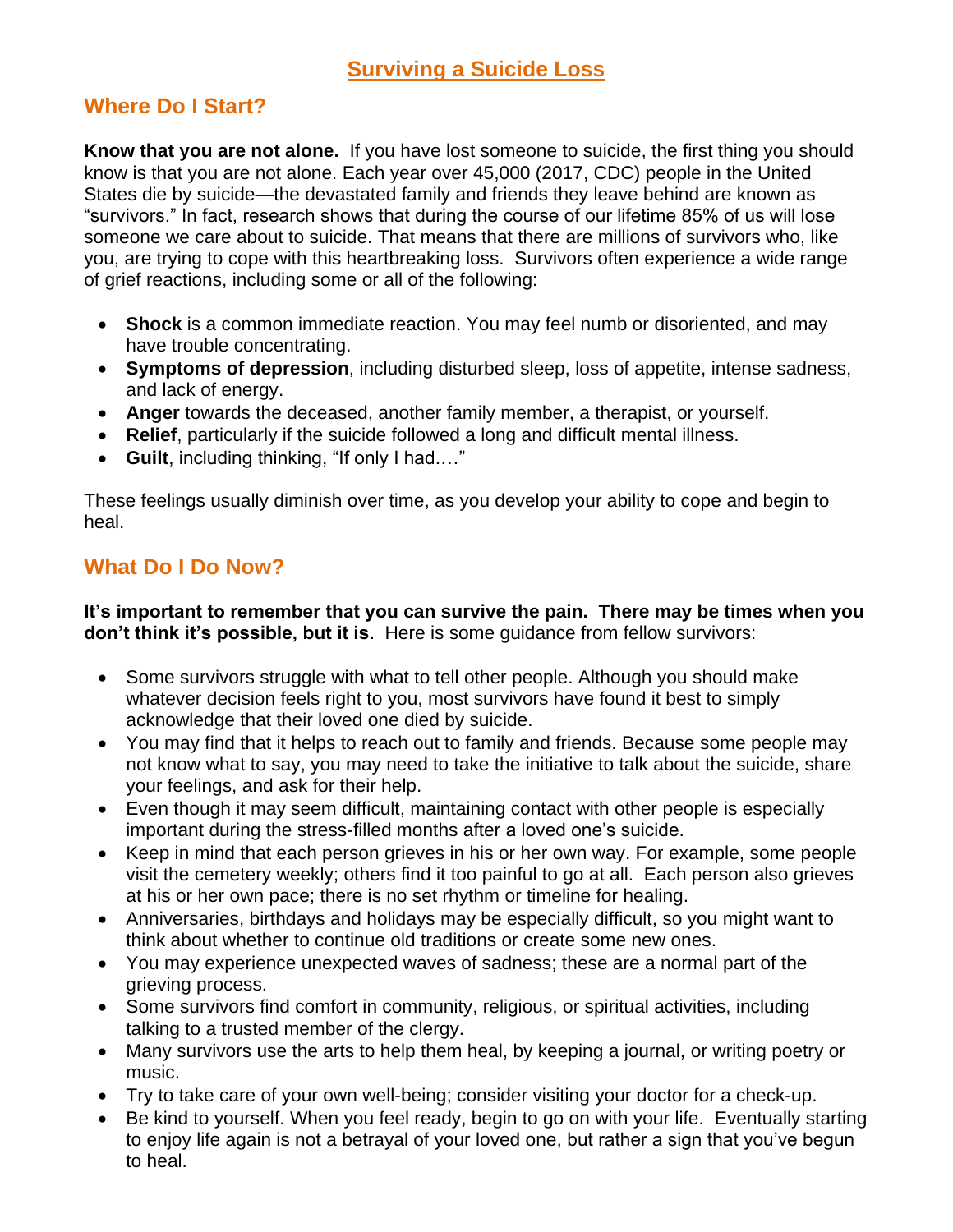# Surviving a Suicide Loss

## Where Do I Start?

**Know that you are not alone.** If you have lost someone to suicide, the first thing you should know is that you are not alone. Each year over 45,000 (2017, CDC) people in the United States die by suicide—the devastated family and friends they leave behind are known as "survivors." In fact, research shows that during the course of our lifetime 85% of us will lose someone we care about to suicide. That means that there are millions of survivors who, like you, are trying to cope with this heartbreaking loss. Survivors often experience a wide range of grief reactions, including some or all of the following:

- **Shock** is a common immediate reaction. You may feel numb or disoriented, and may have trouble concentrating.
- **Symptoms of depression**, including disturbed sleep, loss of appetite, intense sadness, and lack of energy.
- **Anger** towards the deceased, another family member, a therapist, or yourself.
- **Relief**, particularly if the suicide followed a long and difficult mental illness.
- **Guilt**, including thinking, "If only I had…."

These feelings usually diminish over time, as you develop your ability to cope and begin to heal.

## What Do I Do Now?

**It's important to remember that you can survive the pain. There may be times when you don't think it's possible, but it is.** Here is some guidance from fellow survivors:

- Some survivors struggle with what to tell other people. Although you should make whatever decision feels right to you, most survivors have found it best to simply acknowledge that their loved one died by suicide.
- You may find that it helps to reach out to family and friends. Because some people may not know what to say, you may need to take the initiative to talk about the suicide, share your feelings, and ask for their help.
- Even though it may seem difficult, maintaining contact with other people is especially important during the stress-filled months after a loved one's suicide.
- Keep in mind that each person grieves in his or her own way. For example, some people visit the cemetery weekly; others find it too painful to go at all. Each person also grieves at his or her own pace; there is no set rhythm or timeline for healing.
- Anniversaries, birthdays and holidays may be especially difficult, so you might want to think about whether to continue old traditions or create some new ones.
- You may experience unexpected waves of sadness; these are a normal part of the grieving process.
- Some survivors find comfort in community, religious, or spiritual activities, including talking to a trusted member of the clergy.
- Many survivors use the arts to help them heal, by keeping a journal, or writing poetry or music.
- Try to take care of your own well-being; consider visiting your doctor for a check-up.
- Be kind to yourself. When you feel ready, begin to go on with your life. Eventually starting to enjoy life again is not a betrayal of your loved one, but rather a sign that you've begun to heal.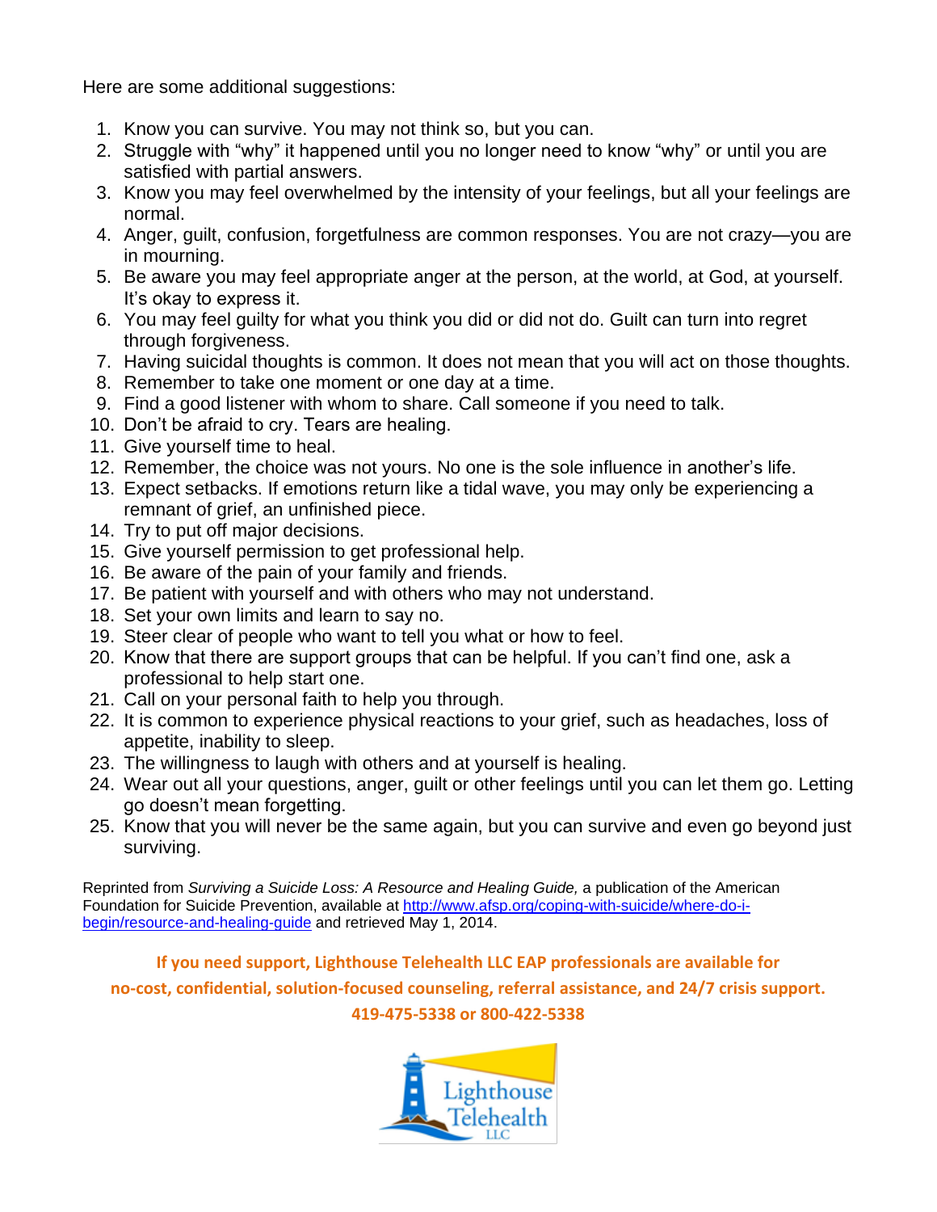Here are some additional suggestions:

1. Know you can survive. You may not think so, but you can.
2. Struggle with "why" it happened until you no longer need to know "why" or until you are satisfied with partial answers.
3. Know you may feel overwhelmed by the intensity of your feelings, but all your feelings are normal.
4. Anger, guilt, confusion, forgetfulness are common responses. You are not crazy—you are in mourning.
5. Be aware you may feel appropriate anger at the person, at the world, at God, at yourself. It's okay to express it.
6. You may feel guilty for what you think you did or did not do. Guilt can turn into regret through forgiveness.
7. Having suicidal thoughts is common. It does not mean that you will act on those thoughts.
8. Remember to take one moment or one day at a time.
9. Find a good listener with whom to share. Call someone if you need to talk.
10. Don't be afraid to cry. Tears are healing.
11. Give yourself time to heal.
12. Remember, the choice was not yours. No one is the sole influence in another's life.
13. Expect setbacks. If emotions return like a tidal wave, you may only be experiencing a remnant of grief, an unfinished piece.
14. Try to put off major decisions.
15. Give yourself permission to get professional help.
16. Be aware of the pain of your family and friends.
17. Be patient with yourself and with others who may not understand.
18. Set your own limits and learn to say no.
19. Steer clear of people who want to tell you what or how to feel.
20. Know that there are support groups that can be helpful. If you can't find one, ask a professional to help start one.
21. Call on your personal faith to help you through.
22. It is common to experience physical reactions to your grief, such as headaches, loss of appetite, inability to sleep.
23. The willingness to laugh with others and at yourself is healing.
24. Wear out all your questions, anger, guilt or other feelings until you can let them go. Letting go doesn't mean forgetting.
25. Know that you will never be the same again, but you can survive and even go beyond just surviving.

Reprinted from *Surviving a Suicide Loss: A Resource and Healing Guide,* a publication of the American Foundation for Suicide Prevention, available at http://www.afsp.org/coping-with-suicide/where-do-i-begin/resource-and-healing-guide and retrieved May 1, 2014.

**If you need support, Lighthouse Telehealth LLC EAP professionals are available for no-cost, confidential, solution-focused counseling, referral assistance, and 24/7 crisis support.**

**419-475-5338 or 800-422-5338**

Lighthouse Telehealth LLC